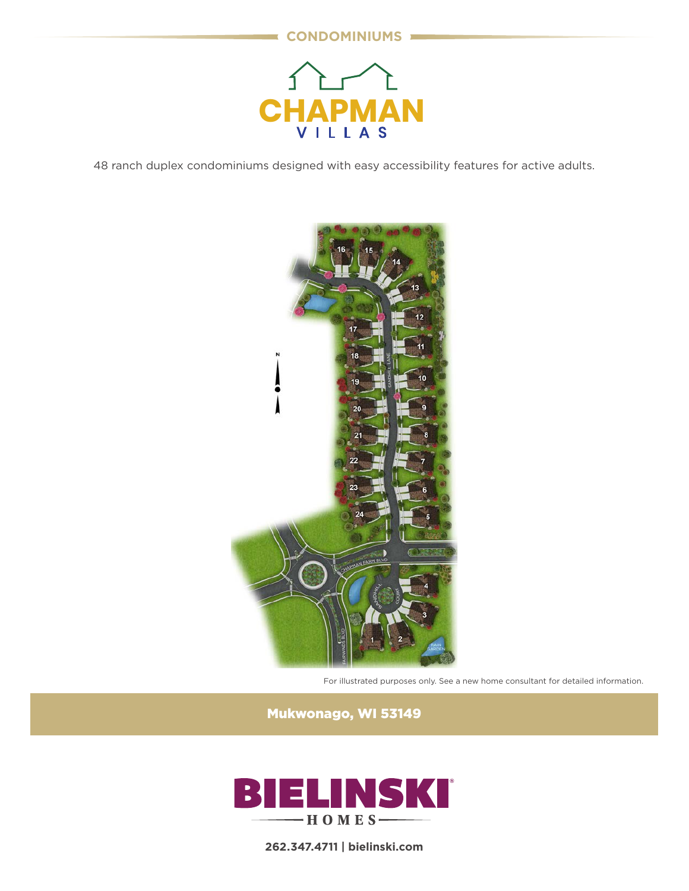CONDOMINIUMS

# CHAPMAN VILLAS

48 ranch duplex condominiums designed with easy accessibility features for active adults.

For illustrated purposes only. See a new home consultant for detailed information.

**Mukwonago, WI 53149**

**BIELINSKI HOMES**

**262.347.4711 | bielinski.com**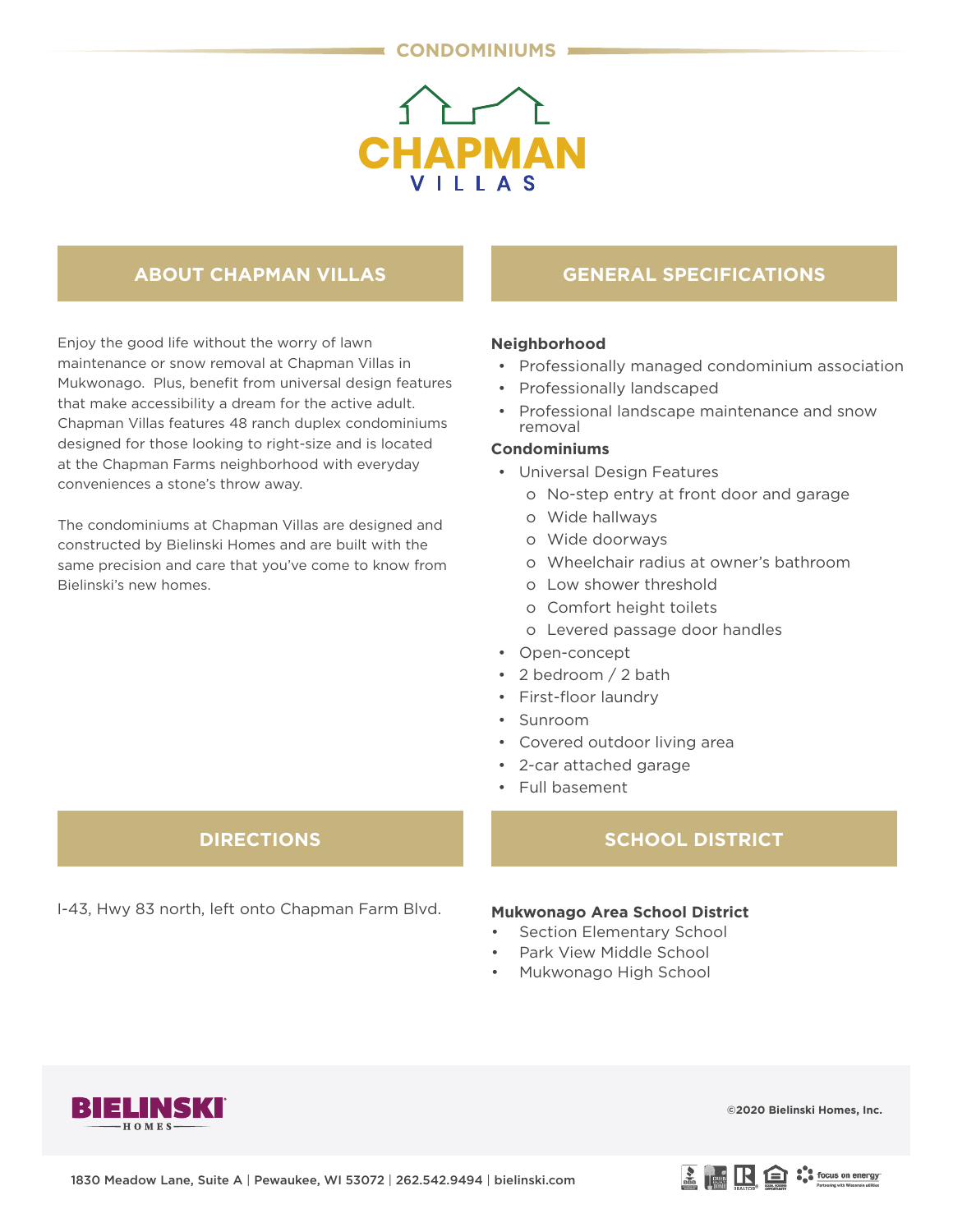CONDOMINIUMS

# CHAPMAN VILLAS

## ABOUT CHAPMAN VILLAS

Enjoy the good life without the worry of lawn maintenance or snow removal at Chapman Villas in Mukwonago.  Plus, benefit from universal design features that make accessibility a dream for the active adult. Chapman Villas features 48 ranch duplex condominiums designed for those looking to right-size and is located at the Chapman Farms neighborhood with everyday conveniences a stone's throw away.

The condominiums at Chapman Villas are designed and constructed by Bielinski Homes and are built with the same precision and care that you've come to know from Bielinski's new homes.

## GENERAL SPECIFICATIONS

**Neighborhood**

- Professionally managed condominium association
- Professionally landscaped
- Professional landscape maintenance and snow removal

**Condominiums**

- Universal Design Features
  - No-step entry at front door and garage
  - Wide hallways
  - Wide doorways
  - Wheelchair radius at owner's bathroom
  - Low shower threshold
  - Comfort height toilets
  - Levered passage door handles
- Open-concept
- 2 bedroom / 2 bath
- First-floor laundry
- Sunroom
- Covered outdoor living area
- 2-car attached garage
- Full basement

## DIRECTIONS

I-43, Hwy 83 north, left onto Chapman Farm Blvd.

## SCHOOL DISTRICT

**Mukwonago Area School District**

- Section Elementary School
- Park View Middle School
- Mukwonago High School

BIELINSKI HOMES

©2020 Bielinski Homes, Inc.

1830 Meadow Lane, Suite A | Pewaukee, WI 53072 | 262.542.9494 | bielinski.com